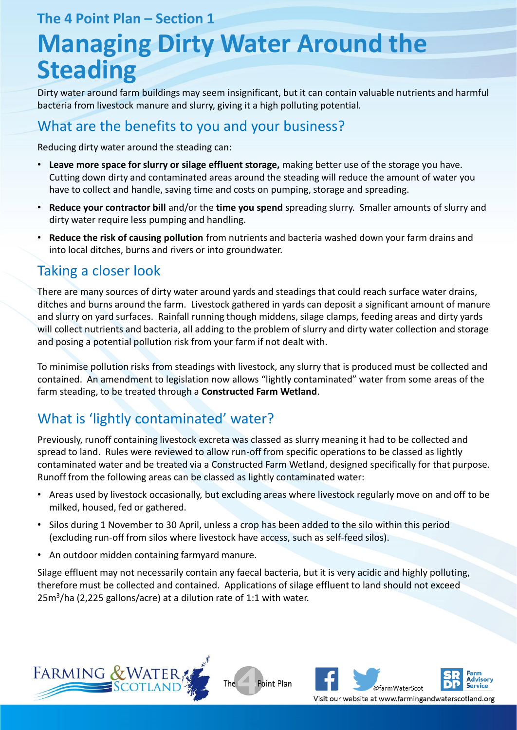## The 4 Point Plan – Section 1

# Managing Dirty Water Around the Steading

Dirty water around farm buildings may seem insignificant, but it can contain valuable nutrients and harmful bacteria from livestock manure and slurry, giving it a high polluting potential.

## What are the benefits to you and your business?

Reducing dirty water around the steading can:

- **Leave more space for slurry or silage effluent storage,** making better use of the storage you have. Cutting down dirty and contaminated areas around the steading will reduce the amount of water you have to collect and handle, saving time and costs on pumping, storage and spreading.
- **Reduce your contractor bill** and/or the **time you spend** spreading slurry. Smaller amounts of slurry and dirty water require less pumping and handling.
- **Reduce the risk of causing pollution** from nutrients and bacteria washed down your farm drains and into local ditches, burns and rivers or into groundwater.

## Taking a closer look

There are many sources of dirty water around yards and steadings that could reach surface water drains, ditches and burns around the farm. Livestock gathered in yards can deposit a significant amount of manure and slurry on yard surfaces. Rainfall running though middens, silage clamps, feeding areas and dirty yards will collect nutrients and bacteria, all adding to the problem of slurry and dirty water collection and storage and posing a potential pollution risk from your farm if not dealt with.

To minimise pollution risks from steadings with livestock, any slurry that is produced must be collected and contained. An amendment to legislation now allows "lightly contaminated" water from some areas of the farm steading, to be treated through a **Constructed Farm Wetland**.

## What is 'lightly contaminated' water?

Previously, runoff containing livestock excreta was classed as slurry meaning it had to be collected and spread to land. Rules were reviewed to allow run-off from specific operations to be classed as lightly contaminated water and be treated via a Constructed Farm Wetland, designed specifically for that purpose. Runoff from the following areas can be classed as lightly contaminated water:

- Areas used by livestock occasionally, but excluding areas where livestock regularly move on and off to be milked, housed, fed or gathered.
- Silos during 1 November to 30 April, unless a crop has been added to the silo within this period (excluding run-off from silos where livestock have access, such as self-feed silos).
- An outdoor midden containing farmyard manure.

Silage effluent may not necessarily contain any faecal bacteria, but it is very acidic and highly polluting, therefore must be collected and contained. Applications of silage effluent to land should not exceed $25m^3$/ha (2,225 gallons/acre) at a dilution rate of 1:1 with water.

FARMING & WATER SCOTLAND | The 4 Point Plan | @farmWaterScot | SRDP Farm Advisory Service

Visit our website at www.farmingandwaterscotland.org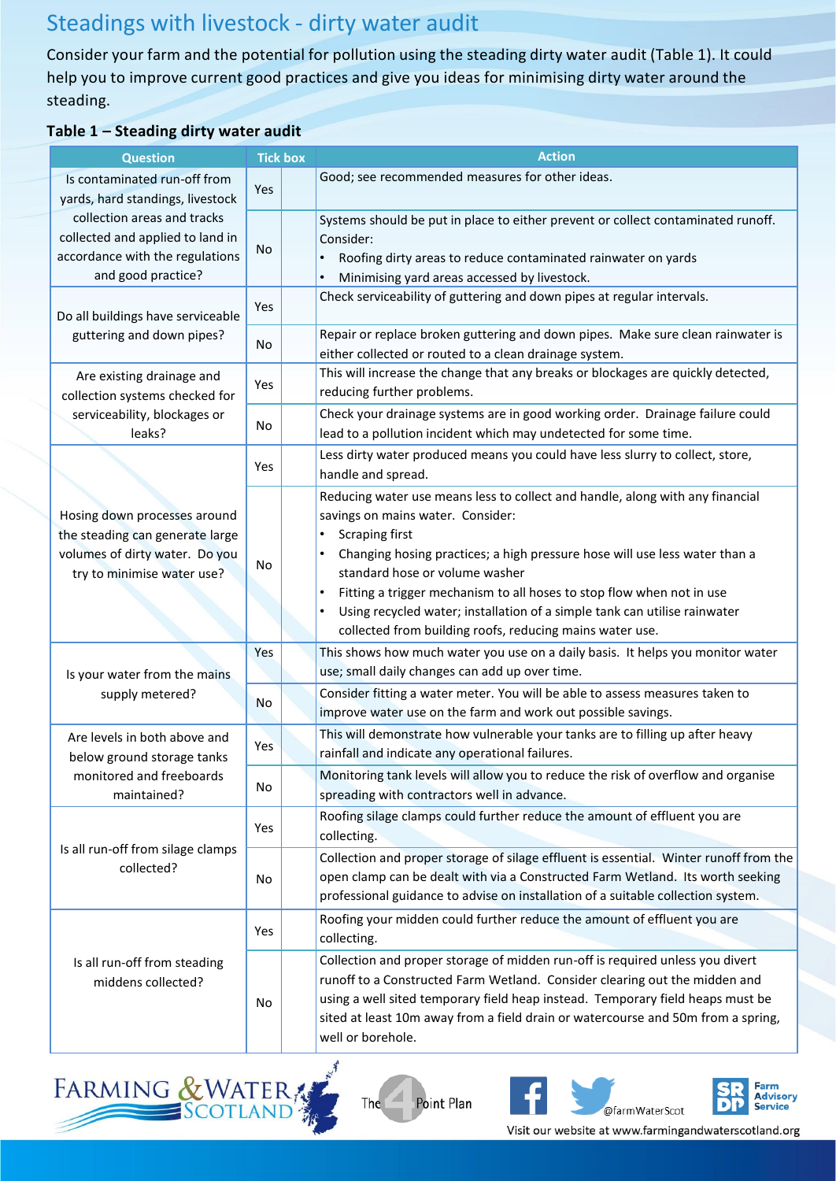# Steadings with livestock - dirty water audit

Consider your farm and the potential for pollution using the steading dirty water audit (Table 1). It could help you to improve current good practices and give you ideas for minimising dirty water around the steading.

**Table 1 – Steading dirty water audit**

| Question | Tick box | | Action |
|---|---|---|---|
| Is contaminated run-off from yards, hard standings, livestock collection areas and tracks collected and applied to land in accordance with the regulations and good practice? | Yes | | Good; see recommended measures for other ideas. |
| | No | | Systems should be put in place to either prevent or collect contaminated runoff. Consider: <br>• Roofing dirty areas to reduce contaminated rainwater on yards <br>• Minimising yard areas accessed by livestock. |
| Do all buildings have serviceable guttering and down pipes? | Yes | | Check serviceability of guttering and down pipes at regular intervals. |
| | No | | Repair or replace broken guttering and down pipes. Make sure clean rainwater is either collected or routed to a clean drainage system. |
| Are existing drainage and collection systems checked for serviceability, blockages or leaks? | Yes | | This will increase the change that any breaks or blockages are quickly detected, reducing further problems. |
| | No | | Check your drainage systems are in good working order. Drainage failure could lead to a pollution incident which may undetected for some time. |
| Hosing down processes around the steading can generate large volumes of dirty water. Do you try to minimise water use? | Yes | | Less dirty water produced means you could have less slurry to collect, store, handle and spread. |
| | No | | Reducing water use means less to collect and handle, along with any financial savings on mains water. Consider: <br>• Scraping first <br>• Changing hosing practices; a high pressure hose will use less water than a standard hose or volume washer <br>• Fitting a trigger mechanism to all hoses to stop flow when not in use <br>• Using recycled water; installation of a simple tank can utilise rainwater collected from building roofs, reducing mains water use. |
| Is your water from the mains supply metered? | Yes | | This shows how much water you use on a daily basis. It helps you monitor water use; small daily changes can add up over time. |
| | No | | Consider fitting a water meter. You will be able to assess measures taken to improve water use on the farm and work out possible savings. |
| Are levels in both above and below ground storage tanks monitored and freeboards maintained? | Yes | | This will demonstrate how vulnerable your tanks are to filling up after heavy rainfall and indicate any operational failures. |
| | No | | Monitoring tank levels will allow you to reduce the risk of overflow and organise spreading with contractors well in advance. |
| Is all run-off from silage clamps collected? | Yes | | Roofing silage clamps could further reduce the amount of effluent you are collecting. |
| | No | | Collection and proper storage of silage effluent is essential. Winter runoff from the open clamp can be dealt with via a Constructed Farm Wetland. Its worth seeking professional guidance to advise on installation of a suitable collection system. |
| Is all run-off from steading middens collected? | Yes | | Roofing your midden could further reduce the amount of effluent you are collecting. |
| | No | | Collection and proper storage of midden run-off is required unless you divert runoff to a Constructed Farm Wetland. Consider clearing out the midden and using a well sited temporary field heap instead. Temporary field heaps must be sited at least 10m away from a field drain or watercourse and 50m from a spring, well or borehole. |

FARMING & WATER SCOTLAND | The 4 Point Plan | @farmWaterScot | SRDP Farm Advisory Service

Visit our website at www.farmingandwaterscotland.org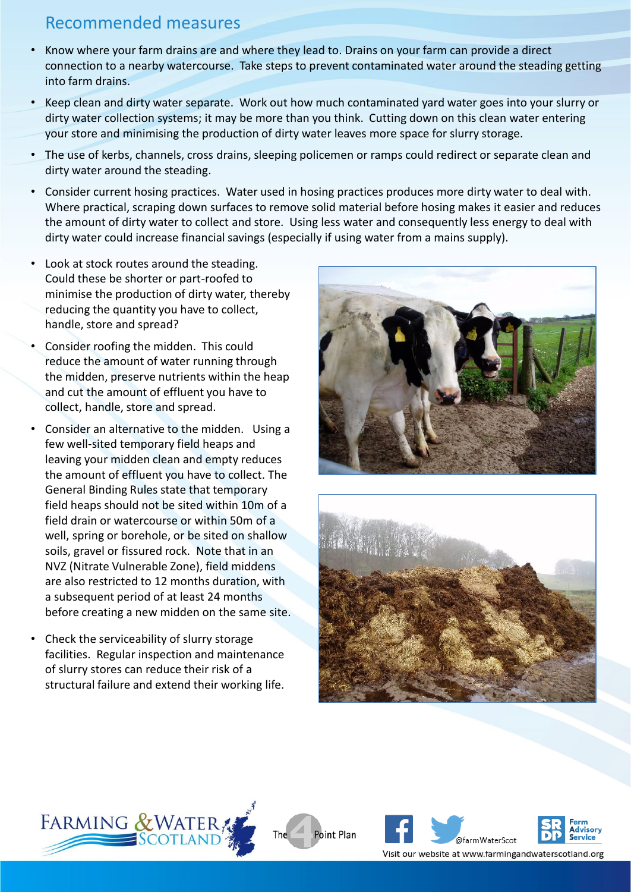## Recommended measures

- Know where your farm drains are and where they lead to. Drains on your farm can provide a direct connection to a nearby watercourse. Take steps to prevent contaminated water around the steading getting into farm drains.
- Keep clean and dirty water separate. Work out how much contaminated yard water goes into your slurry or dirty water collection systems; it may be more than you think. Cutting down on this clean water entering your store and minimising the production of dirty water leaves more space for slurry storage.
- The use of kerbs, channels, cross drains, sleeping policemen or ramps could redirect or separate clean and dirty water around the steading.
- Consider current hosing practices. Water used in hosing practices produces more dirty water to deal with. Where practical, scraping down surfaces to remove solid material before hosing makes it easier and reduces the amount of dirty water to collect and store. Using less water and consequently less energy to deal with dirty water could increase financial savings (especially if using water from a mains supply).
- Look at stock routes around the steading. Could these be shorter or part-roofed to minimise the production of dirty water, thereby reducing the quantity you have to collect, handle, store and spread?
- Consider roofing the midden. This could reduce the amount of water running through the midden, preserve nutrients within the heap and cut the amount of effluent you have to collect, handle, store and spread.
- Consider an alternative to the midden. Using a few well-sited temporary field heaps and leaving your midden clean and empty reduces the amount of effluent you have to collect. The General Binding Rules state that temporary field heaps should not be sited within 10m of a field drain or watercourse or within 50m of a well, spring or borehole, or be sited on shallow soils, gravel or fissured rock. Note that in an NVZ (Nitrate Vulnerable Zone), field middens are also restricted to 12 months duration, with a subsequent period of at least 24 months before creating a new midden on the same site.
- Check the serviceability of slurry storage facilities. Regular inspection and maintenance of slurry stores can reduce their risk of a structural failure and extend their working life.

Visit our website at www.farmingandwaterscotland.org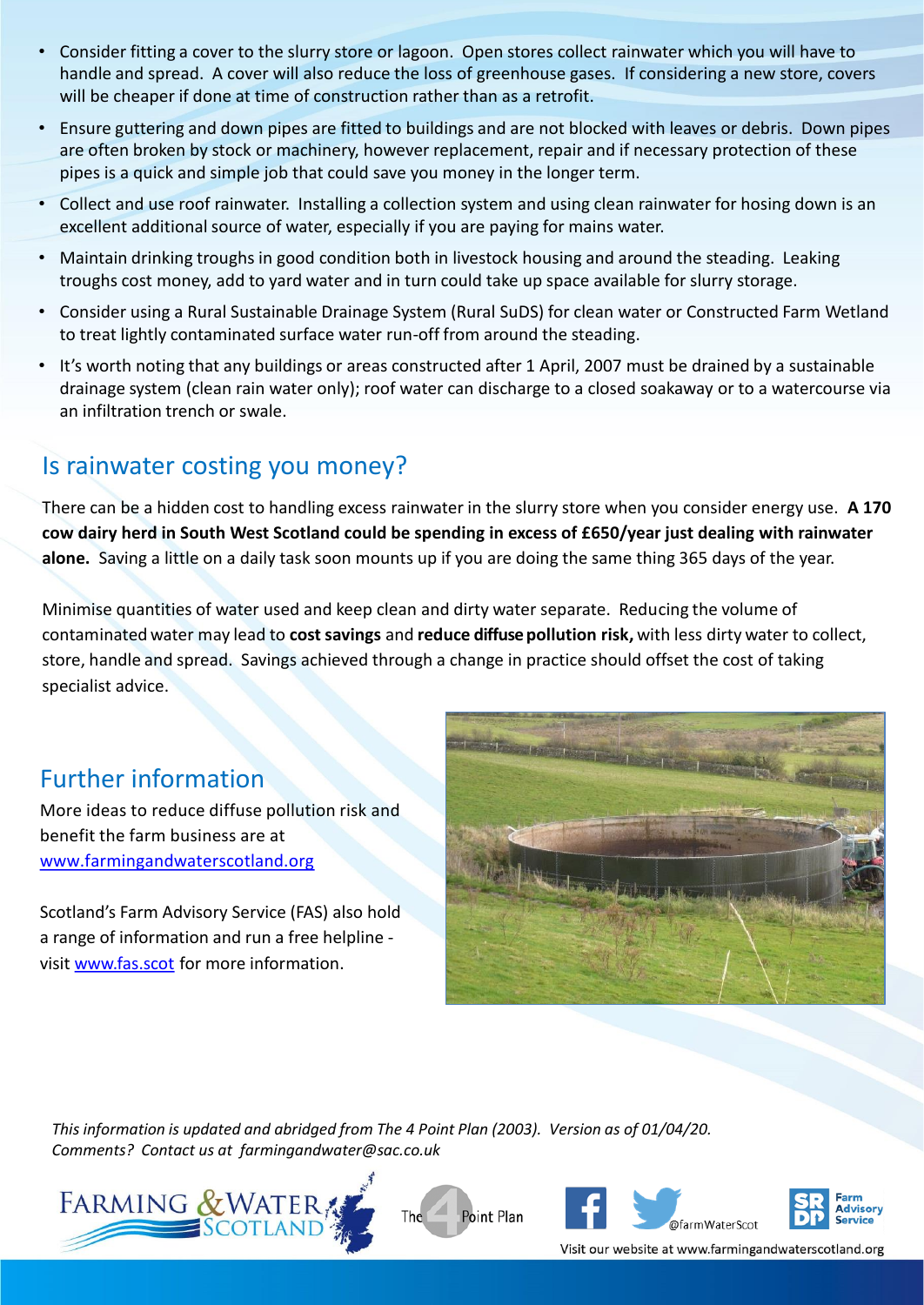- Consider fitting a cover to the slurry store or lagoon. Open stores collect rainwater which you will have to handle and spread. A cover will also reduce the loss of greenhouse gases. If considering a new store, covers will be cheaper if done at time of construction rather than as a retrofit.
- Ensure guttering and down pipes are fitted to buildings and are not blocked with leaves or debris. Down pipes are often broken by stock or machinery, however replacement, repair and if necessary protection of these pipes is a quick and simple job that could save you money in the longer term.
- Collect and use roof rainwater. Installing a collection system and using clean rainwater for hosing down is an excellent additional source of water, especially if you are paying for mains water.
- Maintain drinking troughs in good condition both in livestock housing and around the steading. Leaking troughs cost money, add to yard water and in turn could take up space available for slurry storage.
- Consider using a Rural Sustainable Drainage System (Rural SuDS) for clean water or Constructed Farm Wetland to treat lightly contaminated surface water run-off from around the steading.
- It's worth noting that any buildings or areas constructed after 1 April, 2007 must be drained by a sustainable drainage system (clean rain water only); roof water can discharge to a closed soakaway or to a watercourse via an infiltration trench or swale.

## Is rainwater costing you money?

There can be a hidden cost to handling excess rainwater in the slurry store when you consider energy use. **A 170 cow dairy herd in South West Scotland could be spending in excess of £650/year just dealing with rainwater alone.** Saving a little on a daily task soon mounts up if you are doing the same thing 365 days of the year.

Minimise quantities of water used and keep clean and dirty water separate. Reducing the volume of contaminated water may lead to **cost savings** and **reduce diffuse pollution risk,** with less dirty water to collect, store, handle and spread. Savings achieved through a change in practice should offset the cost of taking specialist advice.

## Further information

More ideas to reduce diffuse pollution risk and benefit the farm business are at www.farmingandwaterscotland.org

Scotland's Farm Advisory Service (FAS) also hold a range of information and run a free helpline - visit www.fas.scot for more information.

*This information is updated and abridged from The 4 Point Plan (2003). Version as of 01/04/20.*
*Comments? Contact us at farmingandwater@sac.co.uk*

FARMING & WATER SCOTLAND

The 4 Point Plan

@farmWaterScot

SRDP Farm Advisory Service

Visit our website at www.farmingandwaterscotland.org